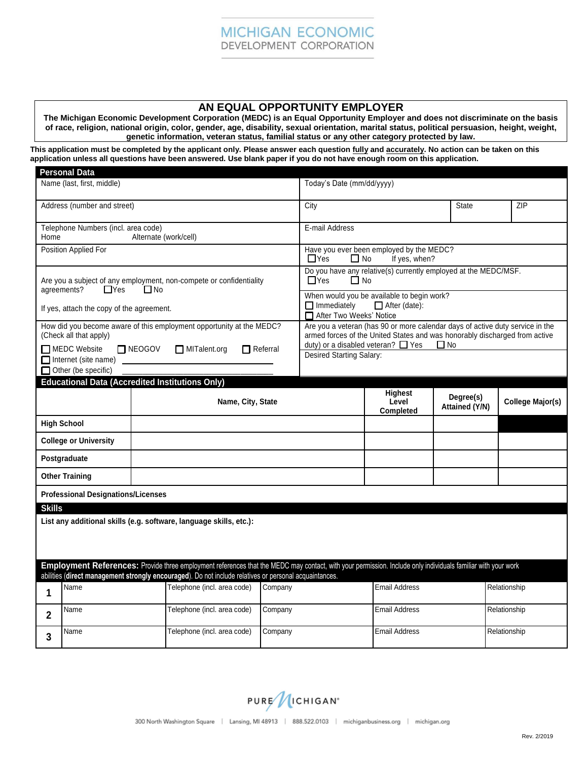MICHIGAN ECONOMIC
DEVELOPMENT CORPORATION

# AN EQUAL OPPORTUNITY EMPLOYER

**The Michigan Economic Development Corporation (MEDC) is an Equal Opportunity Employer and does not discriminate on the basis of race, religion, national origin, color, gender, age, disability, sexual orientation, marital status, political persuasion, height, weight, genetic information, veteran status, familial status or any other category protected by law.**

**This application must be completed by the applicant only. Please answer each question fully and accurately. No action can be taken on this application unless all questions have been answered. Use blank paper if you do not have enough room on this application.**

## Personal Data

| | |
|---|---|
| Name (last, first, middle) | Today's Date (mm/dd/yyyy) |
| Address (number and street) | City / State / ZIP |
| Telephone Numbers (incl. area code) Home / Alternate (work/cell) | E-mail Address |
| Position Applied For | Have you ever been employed by the MEDC? ☐ Yes ☐ No If yes, when? |
| Are you a subject of any employment, non-compete or confidentiality agreements? ☐ Yes ☐ No<br>If yes, attach the copy of the agreement. | Do you have any relative(s) currently employed at the MEDC/MSF. ☐ Yes ☐ No<br>When would you be available to begin work? ☐ Immediately ☐ After (date): ☐ After Two Weeks' Notice |
| How did you become aware of this employment opportunity at the MEDC? (Check all that apply)<br>☐ MEDC Website ☐ NEOGOV ☐ MITalent.org ☐ Referral<br>☐ Internet (site name) \_\_\_\_\_\_\_\_<br>☐ Other (be specific) \_\_\_\_\_\_\_\_ | Are you a veteran (has 90 or more calendar days of active duty service in the armed forces of the United States and was honorably discharged from active duty) or a disabled veteran? ☐ Yes ☐ No<br>Desired Starting Salary: |

## Educational Data (Accredited Institutions Only)

| | Name, City, State | Highest Level Completed | Degree(s) Attained (Y/N) | College Major(s) |
|---|---|---|---|---|
| **High School** | | | | |
| **College or University** | | | | |
| **Postgraduate** | | | | |
| **Other Training** | | | | |
| **Professional Designations/Licenses** | | | | |

## Skills

**List any additional skills (e.g. software, language skills, etc.):**

## Employment References

**Employment References:** Provide three employment references that the MEDC may contact, with your permission. Include only individuals familiar with your work abilities (**direct management strongly encouraged**). Do not include relatives or personal acquaintances.

| | Name | Telephone (incl. area code) | Company | Email Address | Relationship |
|---|---|---|---|---|---|
| **1** | | | | | |
| **2** | | | | | |
| **3** | | | | | |

PURE MICHIGAN®

300 North Washington Square | Lansing, MI 48913 | 888.522.0103 | michiganbusiness.org | michigan.org

Rev. 2/2019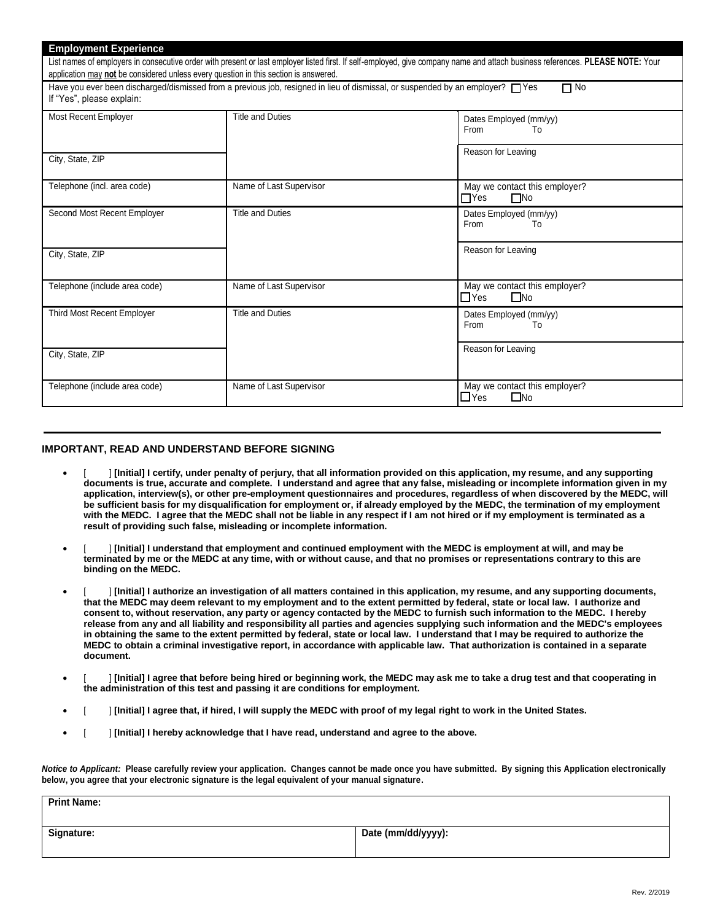## Employment Experience

List names of employers in consecutive order with present or last employer listed first. If self-employed, give company name and attach business references. **PLEASE NOTE:** Your application may **not** be considered unless every question in this section is answered.

Have you ever been discharged/dismissed from a previous job, resigned in lieu of dismissal, or suspended by an employer? ☐ Yes ☐ No
If "Yes", please explain:

| | | |
|---|---|---|
| Most Recent Employer | Title and Duties | Dates Employed (mm/yy) From To |
| City, State, ZIP | | Reason for Leaving |
| Telephone (incl. area code) | Name of Last Supervisor | May we contact this employer? ☐Yes ☐No |
| Second Most Recent Employer | Title and Duties | Dates Employed (mm/yy) From To |
| City, State, ZIP | | Reason for Leaving |
| Telephone (include area code) | Name of Last Supervisor | May we contact this employer? ☐Yes ☐No |
| Third Most Recent Employer | Title and Duties | Dates Employed (mm/yy) From To |
| City, State, ZIP | | Reason for Leaving |
| Telephone (include area code) | Name of Last Supervisor | May we contact this employer? ☐Yes ☐No |

---

### IMPORTANT, READ AND UNDERSTAND BEFORE SIGNING

- [ ] **[Initial] I certify, under penalty of perjury, that all information provided on this application, my resume, and any supporting documents is true, accurate and complete. I understand and agree that any false, misleading or incomplete information given in my application, interview(s), or other pre-employment questionnaires and procedures, regardless of when discovered by the MEDC, will be sufficient basis for my disqualification for employment or, if already employed by the MEDC, the termination of my employment with the MEDC. I agree that the MEDC shall not be liable in any respect if I am not hired or if my employment is terminated as a result of providing such false, misleading or incomplete information.**
- [ ] **[Initial] I understand that employment and continued employment with the MEDC is employment at will, and may be terminated by me or the MEDC at any time, with or without cause, and that no promises or representations contrary to this are binding on the MEDC.**
- [ ] **[Initial] I authorize an investigation of all matters contained in this application, my resume, and any supporting documents, that the MEDC may deem relevant to my employment and to the extent permitted by federal, state or local law. I authorize and consent to, without reservation, any party or agency contacted by the MEDC to furnish such information to the MEDC. I hereby release from any and all liability and responsibility all parties and agencies supplying such information and the MEDC's employees in obtaining the same to the extent permitted by federal, state or local law. I understand that I may be required to authorize the MEDC to obtain a criminal investigative report, in accordance with applicable law. That authorization is contained in a separate document.**
- [ ] **[Initial] I agree that before being hired or beginning work, the MEDC may ask me to take a drug test and that cooperating in the administration of this test and passing it are conditions for employment.**
- [ ] **[Initial] I agree that, if hired, I will supply the MEDC with proof of my legal right to work in the United States.**
- [ ] **[Initial] I hereby acknowledge that I have read, understand and agree to the above.**

***Notice to Applicant:*** **Please carefully review your application. Changes cannot be made once you have submitted. By signing this Application electronically below, you agree that your electronic signature is the legal equivalent of your manual signature.**

| | |
|---|---|
| **Print Name:** | |
| **Signature:** | **Date (mm/dd/yyyy):** |

Rev. 2/2019